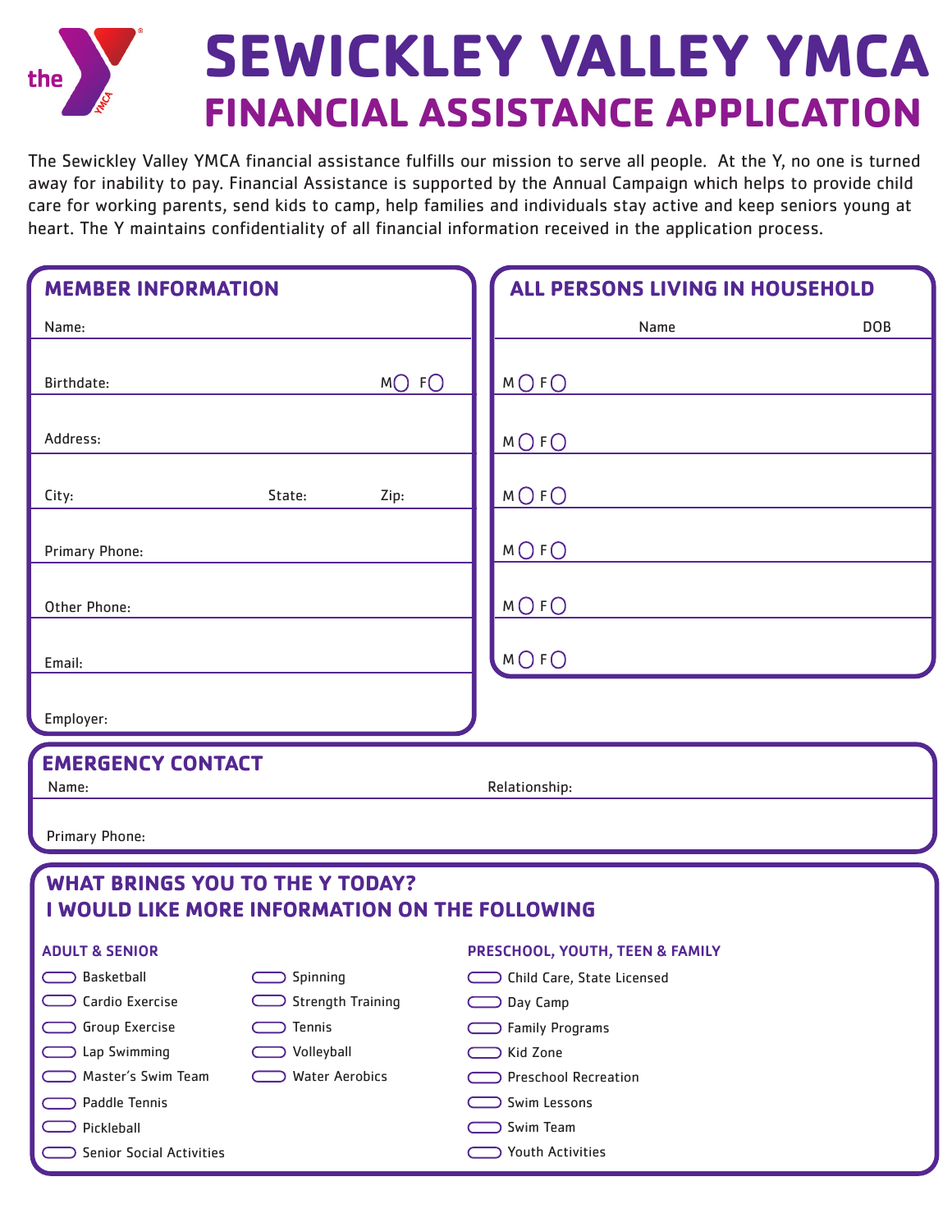# SEWICKLEY VALLEY YMCA

## FINANCIAL ASSISTANCE APPLICATION

The Sewickley Valley YMCA financial assistance fulfills our mission to serve all people. At the Y, no one is turned away for inability to pay. Financial Assistance is supported by the Annual Campaign which helps to provide child care for working parents, send kids to camp, help families and individuals stay active and keep seniors young at heart. The Y maintains confidentiality of all financial information received in the application process.

### MEMBER INFORMATION

Name:

Birthdate: M ◯ F ◯

Address:

City: State: Zip:

Primary Phone:

Other Phone:

Email:

Employer:

### ALL PERSONS LIVING IN HOUSEHOLD

| | Name | DOB |
|---|---|---|
| M ◯ F ◯ | | |
| M ◯ F ◯ | | |
| M ◯ F ◯ | | |
| M ◯ F ◯ | | |
| M ◯ F ◯ | | |
| M ◯ F ◯ | | |

### EMERGENCY CONTACT

Name: Relationship:

Primary Phone:

### WHAT BRINGS YOU TO THE Y TODAY?
### I WOULD LIKE MORE INFORMATION ON THE FOLLOWING

**ADULT & SENIOR**

- ◯ Basketball
- ◯ Cardio Exercise
- ◯ Group Exercise
- ◯ Lap Swimming
- ◯ Master's Swim Team
- ◯ Paddle Tennis
- ◯ Pickleball
- ◯ Senior Social Activities
- ◯ Spinning
- ◯ Strength Training
- ◯ Tennis
- ◯ Volleyball
- ◯ Water Aerobics

**PRESCHOOL, YOUTH, TEEN & FAMILY**

- ◯ Child Care, State Licensed
- ◯ Day Camp
- ◯ Family Programs
- ◯ Kid Zone
- ◯ Preschool Recreation
- ◯ Swim Lessons
- ◯ Swim Team
- ◯ Youth Activities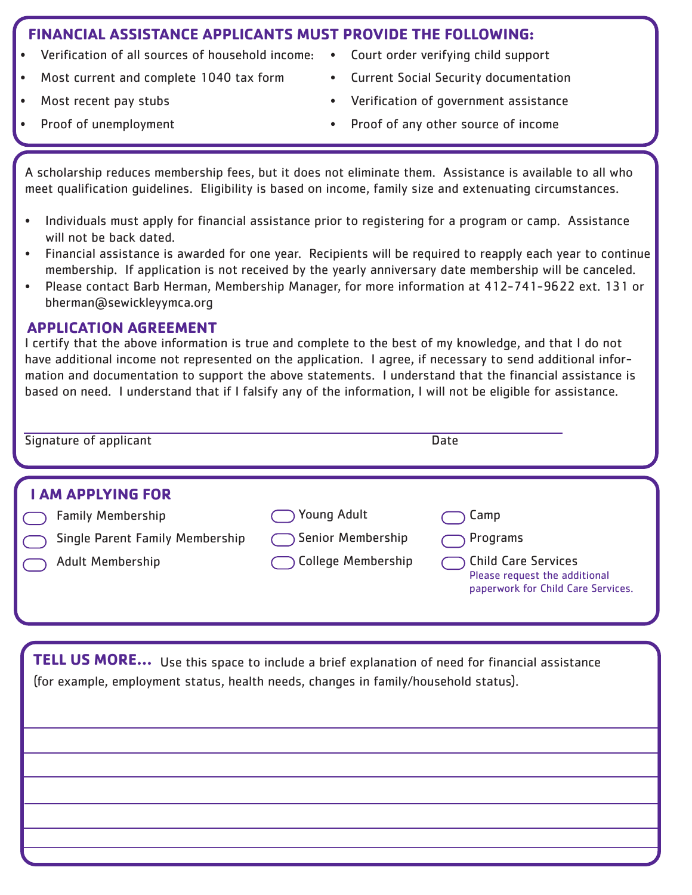## FINANCIAL ASSISTANCE APPLICANTS MUST PROVIDE THE FOLLOWING:

- Verification of all sources of household income:
- Most current and complete 1040 tax form
- Most recent pay stubs
- Proof of unemployment
- Court order verifying child support
- Current Social Security documentation
- Verification of government assistance
- Proof of any other source of income

A scholarship reduces membership fees, but it does not eliminate them. Assistance is available to all who meet qualification guidelines. Eligibility is based on income, family size and extenuating circumstances.

- Individuals must apply for financial assistance prior to registering for a program or camp. Assistance will not be back dated.
- Financial assistance is awarded for one year. Recipients will be required to reapply each year to continue membership. If application is not received by the yearly anniversary date membership will be canceled.
- Please contact Barb Herman, Membership Manager, for more information at 412-741-9622 ext. 131 or bherman@sewickleyymca.org

## APPLICATION AGREEMENT

I certify that the above information is true and complete to the best of my knowledge, and that I do not have additional income not represented on the application. I agree, if necessary to send additional information and documentation to support the above statements. I understand that the financial assistance is based on need. I understand that if I falsify any of the information, I will not be eligible for assistance.

______________________________________________________________

Signature of applicant Date

## I AM APPLYING FOR

- ☐ Family Membership
- ☐ Single Parent Family Membership
- ☐ Adult Membership
- ☐ Young Adult
- ☐ Senior Membership
- ☐ College Membership
- ☐ Camp
- ☐ Programs
- ☐ Child Care Services
  Please request the additional paperwork for Child Care Services.

## TELL US MORE...

Use this space to include a brief explanation of need for financial assistance (for example, employment status, health needs, changes in family/household status).

______________________________________________________________

______________________________________________________________

______________________________________________________________

______________________________________________________________

______________________________________________________________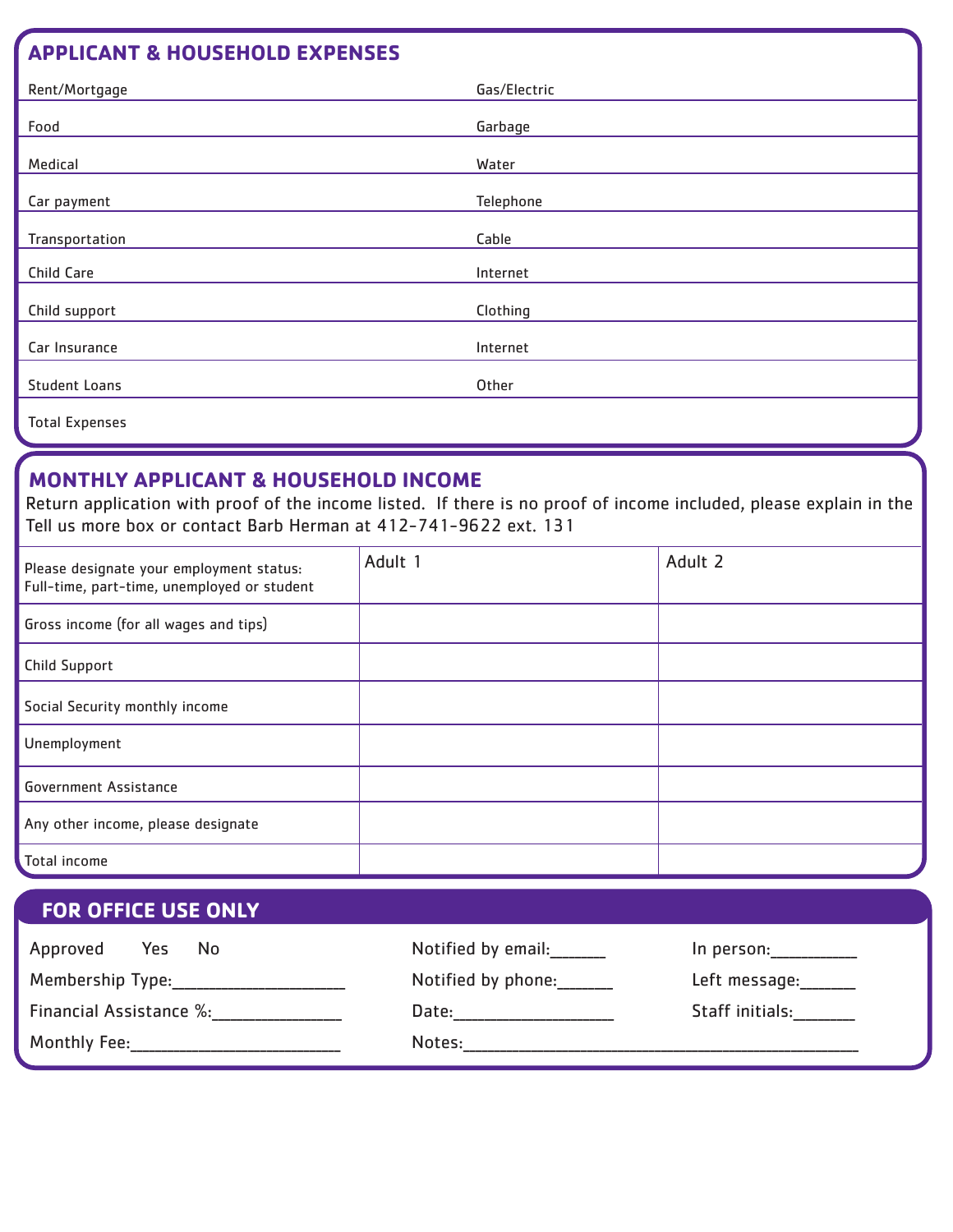## APPLICANT & HOUSEHOLD EXPENSES

| | |
|---|---|
| Rent/Mortgage | Gas/Electric |
| Food | Garbage |
| Medical | Water |
| Car payment | Telephone |
| Transportation | Cable |
| Child Care | Internet |
| Child support | Clothing |
| Car Insurance | Internet |
| Student Loans | Other |
| Total Expenses | |

## MONTHLY APPLICANT & HOUSEHOLD INCOME

Return application with proof of the income listed. If there is no proof of income included, please explain in the Tell us more box or contact Barb Herman at 412-741-9622 ext. 131

| Please designate your employment status: Full-time, part-time, unemployed or student | Adult 1 | Adult 2 |
|---|---|---|
| Gross income (for all wages and tips) | | |
| Child Support | | |
| Social Security monthly income | | |
| Unemployment | | |
| Government Assistance | | |
| Any other income, please designate | | |
| Total income | | |

## FOR OFFICE USE ONLY

Approved Yes No

Notified by email:______

In person:__________

Membership Type:____________________

Notified by phone:______

Left message:______

Financial Assistance %:_______________

Date:_________________

Staff initials:_______

Monthly Fee:_________________________

Notes:_______________________________________________